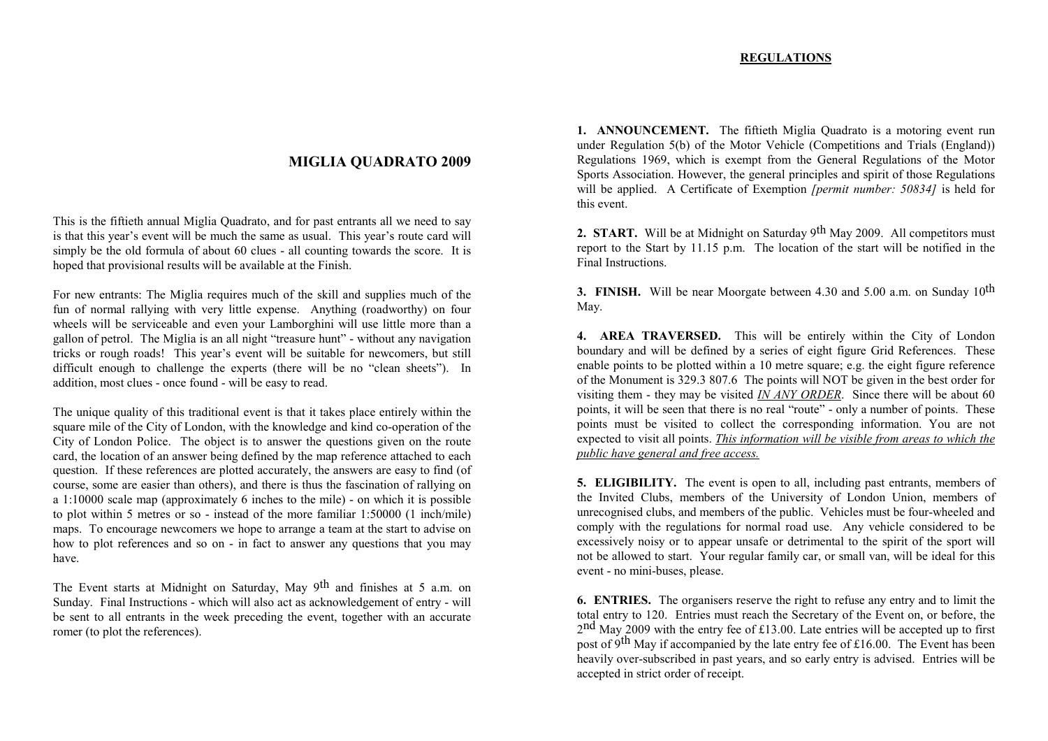# MIGLIA QUADRATO 2009

This is the fiftieth annual Miglia Quadrato, and for past entrants all we need to say is that this year's event will be much the same as usual. This year's route card will simply be the old formula of about 60 clues - all counting towards the score. It is hoped that provisional results will be available at the Finish.

For new entrants: The Miglia requires much of the skill and supplies much of the fun of normal rallying with very little expense. Anything (roadworthy) on four wheels will be serviceable and even your Lamborghini will use little more than a gallon of petrol. The Miglia is an all night "treasure hunt" - without any navigation tricks or rough roads! This year's event will be suitable for newcomers, but still difficult enough to challenge the experts (there will be no "clean sheets"). In addition, most clues - once found - will be easy to read.

The unique quality of this traditional event is that it takes place entirely within the square mile of the City of London, with the knowledge and kind co-operation of the City of London Police. The object is to answer the questions given on the route card, the location of an answer being defined by the map reference attached to each question. If these references are plotted accurately, the answers are easy to find (of course, some are easier than others), and there is thus the fascination of rallying on a 1:10000 scale map (approximately 6 inches to the mile) - on which it is possible to plot within 5 metres or so - instead of the more familiar 1:50000 (1 inch/mile) maps. To encourage newcomers we hope to arrange a team at the start to advise on how to plot references and so on - in fact to answer any questions that you may have.

The Event starts at Midnight on Saturday, May 9th and finishes at 5 a.m. on Sunday. Final Instructions - which will also act as acknowledgement of entry - will be sent to all entrants in the week preceding the event, together with an accurate romer (to plot the references).

## REGULATIONS

**1. ANNOUNCEMENT.** The fiftieth Miglia Quadrato is a motoring event run under Regulation 5(b) of the Motor Vehicle (Competitions and Trials (England)) Regulations 1969, which is exempt from the General Regulations of the Motor Sports Association. However, the general principles and spirit of those Regulations will be applied. A Certificate of Exemption *[permit number: 50834]* is held for this event.

**2. START.** Will be at Midnight on Saturday 9th May 2009. All competitors must report to the Start by 11.15 p.m. The location of the start will be notified in the Final Instructions.

**3. FINISH.** Will be near Moorgate between 4.30 and 5.00 a.m. on Sunday 10th May.

**4. AREA TRAVERSED.** This will be entirely within the City of London boundary and will be defined by a series of eight figure Grid References. These enable points to be plotted within a 10 metre square; e.g. the eight figure reference of the Monument is 329.3 807.6 The points will NOT be given in the best order for visiting them - they may be visited ***IN ANY ORDER***. Since there will be about 60 points, it will be seen that there is no real "route" - only a number of points. These points must be visited to collect the corresponding information. You are not expected to visit all points. ***This information will be visible from areas to which the public have general and free access.***

**5. ELIGIBILITY.** The event is open to all, including past entrants, members of the Invited Clubs, members of the University of London Union, members of unrecognised clubs, and members of the public. Vehicles must be four-wheeled and comply with the regulations for normal road use. Any vehicle considered to be excessively noisy or to appear unsafe or detrimental to the spirit of the sport will not be allowed to start. Your regular family car, or small van, will be ideal for this event - no mini-buses, please.

**6. ENTRIES.** The organisers reserve the right to refuse any entry and to limit the total entry to 120. Entries must reach the Secretary of the Event on, or before, the 2nd May 2009 with the entry fee of £13.00. Late entries will be accepted up to first post of 9th May if accompanied by the late entry fee of £16.00. The Event has been heavily over-subscribed in past years, and so early entry is advised. Entries will be accepted in strict order of receipt.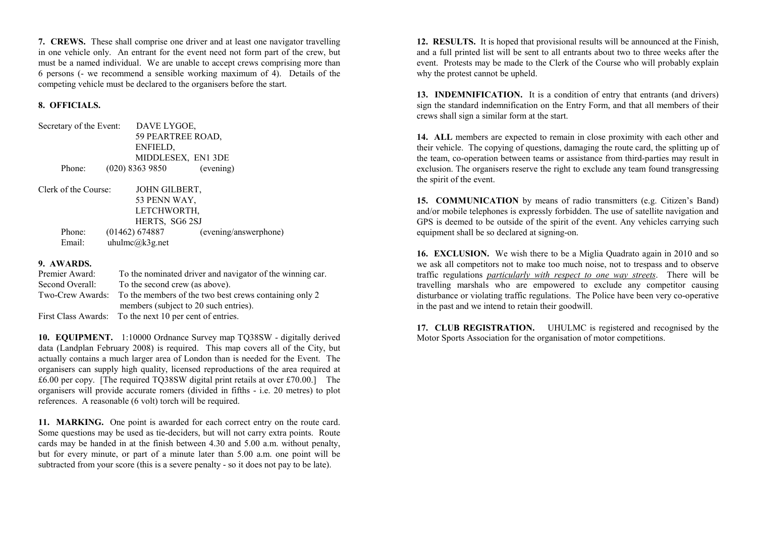**7. CREWS.** These shall comprise one driver and at least one navigator travelling in one vehicle only. An entrant for the event need not form part of the crew, but must be a named individual. We are unable to accept crews comprising more than 6 persons (- we recommend a sensible working maximum of 4). Details of the competing vehicle must be declared to the organisers before the start.

**8. OFFICIALS.**

Secretary of the Event: DAVE LYGOE,
59 PEARTREE ROAD,
ENFIELD,
MIDDLESEX, EN1 3DE
Phone: (020) 8363 9850 (evening)

Clerk of the Course: JOHN GILBERT,
53 PENN WAY,
LETCHWORTH,
HERTS, SG6 2SJ
Phone: (01462) 674887 (evening/answerphone)
Email: uhulmc@k3g.net

**9. AWARDS.**

| | |
|---|---|
| Premier Award: | To the nominated driver and navigator of the winning car. |
| Second Overall: | To the second crew (as above). |
| Two-Crew Awards: | To the members of the two best crews containing only 2 members (subject to 20 such entries). |
| First Class Awards: | To the next 10 per cent of entries. |

**10. EQUIPMENT.** 1:10000 Ordnance Survey map TQ38SW - digitally derived data (Landplan February 2008) is required. This map covers all of the City, but actually contains a much larger area of London than is needed for the Event. The organisers can supply high quality, licensed reproductions of the area required at £6.00 per copy. [The required TQ38SW digital print retails at over £70.00.] The organisers will provide accurate romers (divided in fifths - i.e. 20 metres) to plot references. A reasonable (6 volt) torch will be required.

**11. MARKING.** One point is awarded for each correct entry on the route card. Some questions may be used as tie-deciders, but will not carry extra points. Route cards may be handed in at the finish between 4.30 and 5.00 a.m. without penalty, but for every minute, or part of a minute later than 5.00 a.m. one point will be subtracted from your score (this is a severe penalty - so it does not pay to be late).

**12. RESULTS.** It is hoped that provisional results will be announced at the Finish, and a full printed list will be sent to all entrants about two to three weeks after the event. Protests may be made to the Clerk of the Course who will probably explain why the protest cannot be upheld.

**13. INDEMNIFICATION.** It is a condition of entry that entrants (and drivers) sign the standard indemnification on the Entry Form, and that all members of their crews shall sign a similar form at the start.

**14. ALL** members are expected to remain in close proximity with each other and their vehicle. The copying of questions, damaging the route card, the splitting up of the team, co-operation between teams or assistance from third-parties may result in exclusion. The organisers reserve the right to exclude any team found transgressing the spirit of the event.

**15. COMMUNICATION** by means of radio transmitters (e.g. Citizen's Band) and/or mobile telephones is expressly forbidden. The use of satellite navigation and GPS is deemed to be outside of the spirit of the event. Any vehicles carrying such equipment shall be so declared at signing-on.

**16. EXCLUSION.** We wish there to be a Miglia Quadrato again in 2010 and so we ask all competitors not to make too much noise, not to trespass and to observe traffic regulations *particularly with respect to one way streets*. There will be travelling marshals who are empowered to exclude any competitor causing disturbance or violating traffic regulations. The Police have been very co-operative in the past and we intend to retain their goodwill.

**17. CLUB REGISTRATION.** UHULMC is registered and recognised by the Motor Sports Association for the organisation of motor competitions.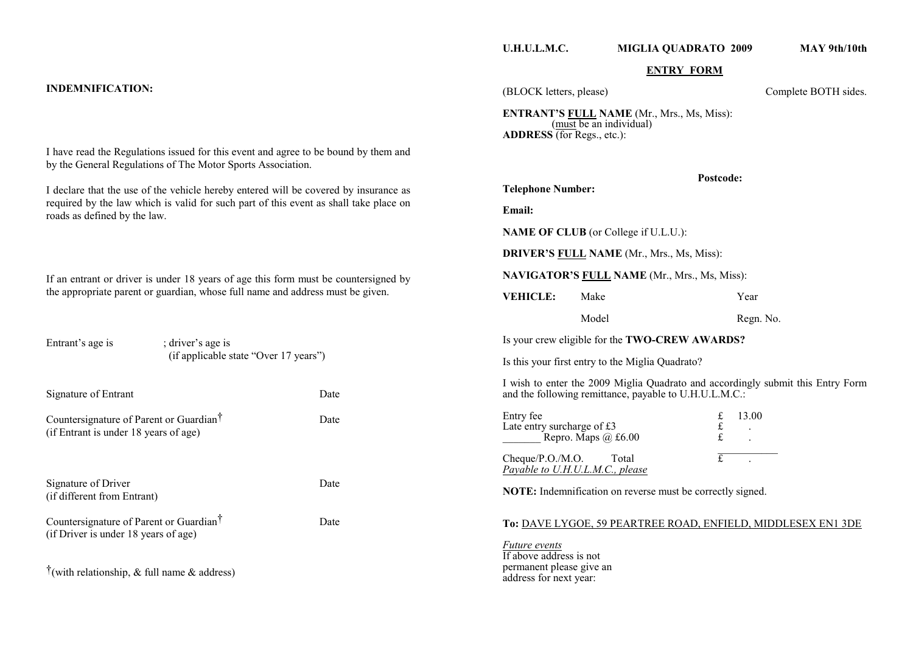**INDEMNIFICATION:**

I have read the Regulations issued for this event and agree to be bound by them and by the General Regulations of The Motor Sports Association.

I declare that the use of the vehicle hereby entered will be covered by insurance as required by the law which is valid for such part of this event as shall take place on roads as defined by the law.

If an entrant or driver is under 18 years of age this form must be countersigned by the appropriate parent or guardian, whose full name and address must be given.

Entrant's age is ; driver's age is
(if applicable state "Over 17 years")

Signature of Entrant Date

Countersignature of Parent or Guardian† Date
(if Entrant is under 18 years of age)

Signature of Driver Date
(if different from Entrant)

Countersignature of Parent or Guardian† Date
(if Driver is under 18 years of age)

†(with relationship, & full name & address)

**U.H.U.L.M.C. MIGLIA QUADRATO 2009 MAY 9th/10th**

## ENTRY FORM

(BLOCK letters, please) Complete BOTH sides.

**ENTRANT'S FULL NAME** (Mr., Mrs., Ms, Miss):
(must be an individual)
**ADDRESS** (for Regs., etc.):

**Postcode:**

**Telephone Number:**

**Email:**

**NAME OF CLUB** (or College if U.L.U.):

**DRIVER'S FULL NAME** (Mr., Mrs., Ms, Miss):

**NAVIGATOR'S FULL NAME** (Mr., Mrs., Ms, Miss):

**VEHICLE:** Make Year

Model Regn. No.

Is your crew eligible for the **TWO-CREW AWARDS?**

Is this your first entry to the Miglia Quadrato?

I wish to enter the 2009 Miglia Quadrato and accordingly submit this Entry Form and the following remittance, payable to U.H.U.L.M.C.:

| | | |
|---|---|---|
| Entry fee | £ | 13.00 |
| Late entry surcharge of £3 | £ | . |
| _______ Repro. Maps @ £6.00 | £ | . |
| Cheque/P.O./M.O. Total | £ | . |

*Payable to U.H.U.L.M.C., please*

**NOTE:** Indemnification on reverse must be correctly signed.

**To:** DAVE LYGOE, 59 PEARTREE ROAD, ENFIELD, MIDDLESEX EN1 3DE

*Future events*
If above address is not permanent please give an address for next year: